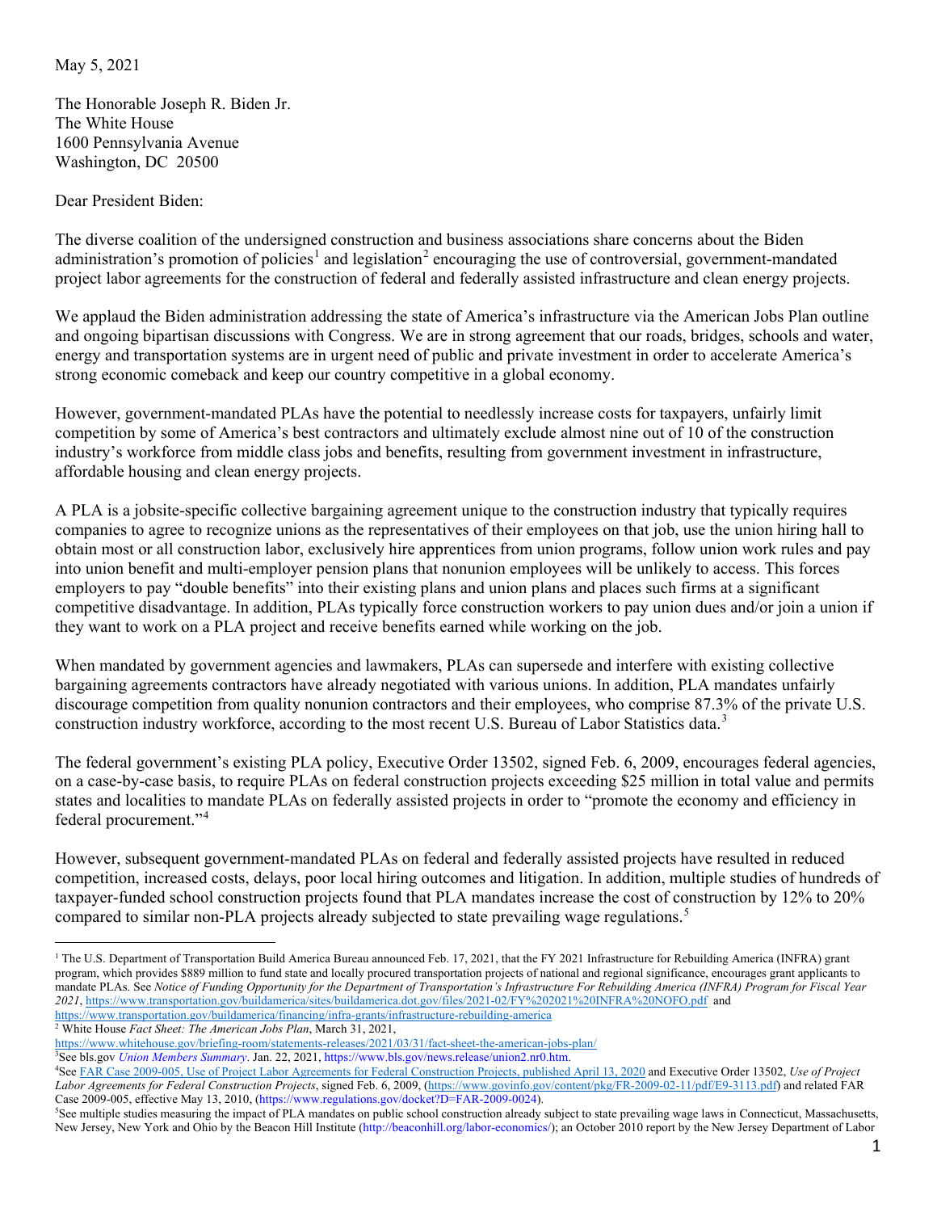May 5, 2021

The Honorable Joseph R. Biden Jr.
The White House
1600 Pennsylvania Avenue
Washington, DC 20500

Dear President Biden:

The diverse coalition of the undersigned construction and business associations share concerns about the Biden administration's promotion of policies[1] and legislation[2] encouraging the use of controversial, government-mandated project labor agreements for the construction of federal and federally assisted infrastructure and clean energy projects.

We applaud the Biden administration addressing the state of America's infrastructure via the American Jobs Plan outline and ongoing bipartisan discussions with Congress. We are in strong agreement that our roads, bridges, schools and water, energy and transportation systems are in urgent need of public and private investment in order to accelerate America's strong economic comeback and keep our country competitive in a global economy.

However, government-mandated PLAs have the potential to needlessly increase costs for taxpayers, unfairly limit competition by some of America's best contractors and ultimately exclude almost nine out of 10 of the construction industry's workforce from middle class jobs and benefits, resulting from government investment in infrastructure, affordable housing and clean energy projects.

A PLA is a jobsite-specific collective bargaining agreement unique to the construction industry that typically requires companies to agree to recognize unions as the representatives of their employees on that job, use the union hiring hall to obtain most or all construction labor, exclusively hire apprentices from union programs, follow union work rules and pay into union benefit and multi-employer pension plans that nonunion employees will be unlikely to access. This forces employers to pay "double benefits" into their existing plans and union plans and places such firms at a significant competitive disadvantage. In addition, PLAs typically force construction workers to pay union dues and/or join a union if they want to work on a PLA project and receive benefits earned while working on the job.

When mandated by government agencies and lawmakers, PLAs can supersede and interfere with existing collective bargaining agreements contractors have already negotiated with various unions. In addition, PLA mandates unfairly discourage competition from quality nonunion contractors and their employees, who comprise 87.3% of the private U.S. construction industry workforce, according to the most recent U.S. Bureau of Labor Statistics data.[3]

The federal government's existing PLA policy, Executive Order 13502, signed Feb. 6, 2009, encourages federal agencies, on a case-by-case basis, to require PLAs on federal construction projects exceeding $25 million in total value and permits states and localities to mandate PLAs on federally assisted projects in order to "promote the economy and efficiency in federal procurement."[4]

However, subsequent government-mandated PLAs on federal and federally assisted projects have resulted in reduced competition, increased costs, delays, poor local hiring outcomes and litigation. In addition, multiple studies of hundreds of taxpayer-funded school construction projects found that PLA mandates increase the cost of construction by 12% to 20% compared to similar non-PLA projects already subjected to state prevailing wage regulations.[5]

---

[1] The U.S. Department of Transportation Build America Bureau announced Feb. 17, 2021, that the FY 2021 Infrastructure for Rebuilding America (INFRA) grant program, which provides $889 million to fund state and locally procured transportation projects of national and regional significance, encourages grant applicants to mandate PLAs. See *Notice of Funding Opportunity for the Department of Transportation's Infrastructure For Rebuilding America (INFRA) Program for Fiscal Year 2021*, https://www.transportation.gov/buildamerica/sites/buildamerica.dot.gov/files/2021-02/FY%202021%20INFRA%20NOFO.pdf and https://www.transportation.gov/buildamerica/financing/infra-grants/infrastructure-rebuilding-america

[2] White House *Fact Sheet: The American Jobs Plan*, March 31, 2021, https://www.whitehouse.gov/briefing-room/statements-releases/2021/03/31/fact-sheet-the-american-jobs-plan/

[3] See bls.gov *Union Members Summary*. Jan. 22, 2021, https://www.bls.gov/news.release/union2.nr0.htm.

[4] See FAR Case 2009-005, Use of Project Labor Agreements for Federal Construction Projects, published April 13, 2020 and Executive Order 13502, *Use of Project Labor Agreements for Federal Construction Projects*, signed Feb. 6, 2009, (https://www.govinfo.gov/content/pkg/FR-2009-02-11/pdf/E9-3113.pdf) and related FAR Case 2009-005, effective May 13, 2010, (https://www.regulations.gov/docket?D=FAR-2009-0024).

[5] See multiple studies measuring the impact of PLA mandates on public school construction already subject to state prevailing wage laws in Connecticut, Massachusetts, New Jersey, New York and Ohio by the Beacon Hill Institute (http://beaconhill.org/labor-economics/); an October 2010 report by the New Jersey Department of Labor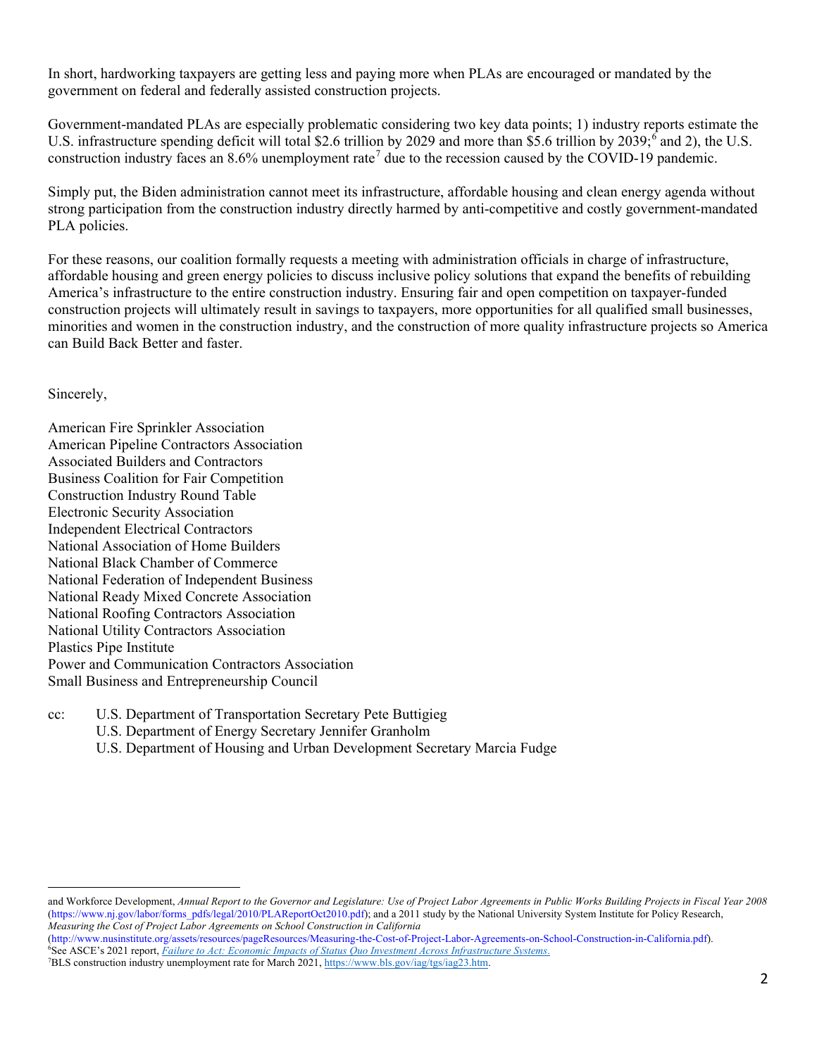In short, hardworking taxpayers are getting less and paying more when PLAs are encouraged or mandated by the government on federal and federally assisted construction projects.

Government-mandated PLAs are especially problematic considering two key data points; 1) industry reports estimate the U.S. infrastructure spending deficit will total $2.6 trillion by 2029 and more than $5.6 trillion by 2039;[6] and 2), the U.S. construction industry faces an 8.6% unemployment rate[7] due to the recession caused by the COVID-19 pandemic.

Simply put, the Biden administration cannot meet its infrastructure, affordable housing and clean energy agenda without strong participation from the construction industry directly harmed by anti-competitive and costly government-mandated PLA policies.

For these reasons, our coalition formally requests a meeting with administration officials in charge of infrastructure, affordable housing and green energy policies to discuss inclusive policy solutions that expand the benefits of rebuilding America's infrastructure to the entire construction industry. Ensuring fair and open competition on taxpayer-funded construction projects will ultimately result in savings to taxpayers, more opportunities for all qualified small businesses, minorities and women in the construction industry, and the construction of more quality infrastructure projects so America can Build Back Better and faster.

Sincerely,

American Fire Sprinkler Association
American Pipeline Contractors Association
Associated Builders and Contractors
Business Coalition for Fair Competition
Construction Industry Round Table
Electronic Security Association
Independent Electrical Contractors
National Association of Home Builders
National Black Chamber of Commerce
National Federation of Independent Business
National Ready Mixed Concrete Association
National Roofing Contractors Association
National Utility Contractors Association
Plastics Pipe Institute
Power and Communication Contractors Association
Small Business and Entrepreneurship Council

cc: U.S. Department of Transportation Secretary Pete Buttigieg
U.S. Department of Energy Secretary Jennifer Granholm
U.S. Department of Housing and Urban Development Secretary Marcia Fudge

---

and Workforce Development, *Annual Report to the Governor and Legislature: Use of Project Labor Agreements in Public Works Building Projects in Fiscal Year 2008* (https://www.nj.gov/labor/forms_pdfs/legal/2010/PLAReportOct2010.pdf); and a 2011 study by the National University System Institute for Policy Research, *Measuring the Cost of Project Labor Agreements on School Construction in California* (http://www.nusinstitute.org/assets/resources/pageResources/Measuring-the-Cost-of-Project-Labor-Agreements-on-School-Construction-in-California.pdf).

[6] See ASCE's 2021 report, *Failure to Act: Economic Impacts of Status Quo Investment Across Infrastructure Systems*.

[7] BLS construction industry unemployment rate for March 2021, https://www.bls.gov/iag/tgs/iag23.htm.